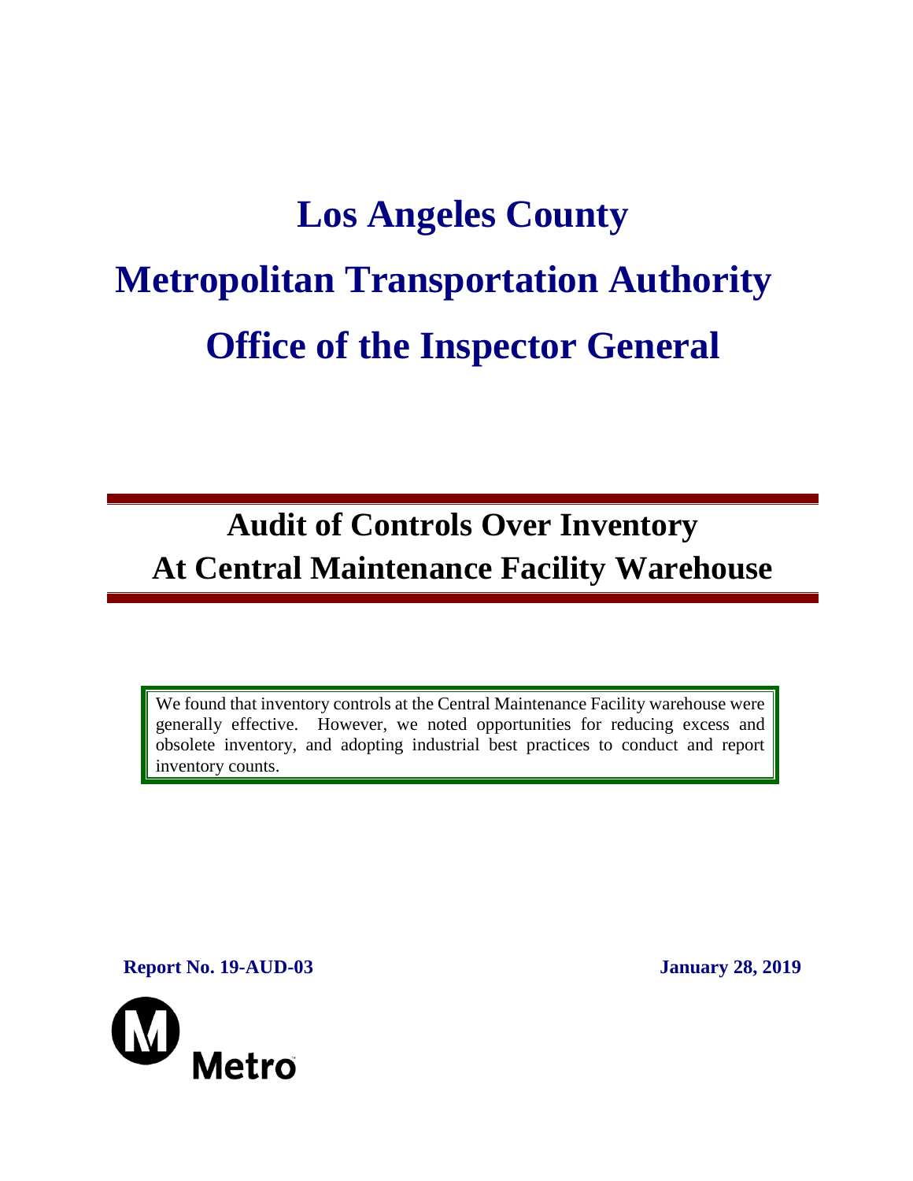# Los Angeles County Metropolitan Transportation Authority Office of the Inspector General

## Audit of Controls Over Inventory At Central Maintenance Facility Warehouse

We found that inventory controls at the Central Maintenance Facility warehouse were generally effective. However, we noted opportunities for reducing excess and obsolete inventory, and adopting industrial best practices to conduct and report inventory counts.

**Report No. 19-AUD-03** **January 28, 2019**

Metro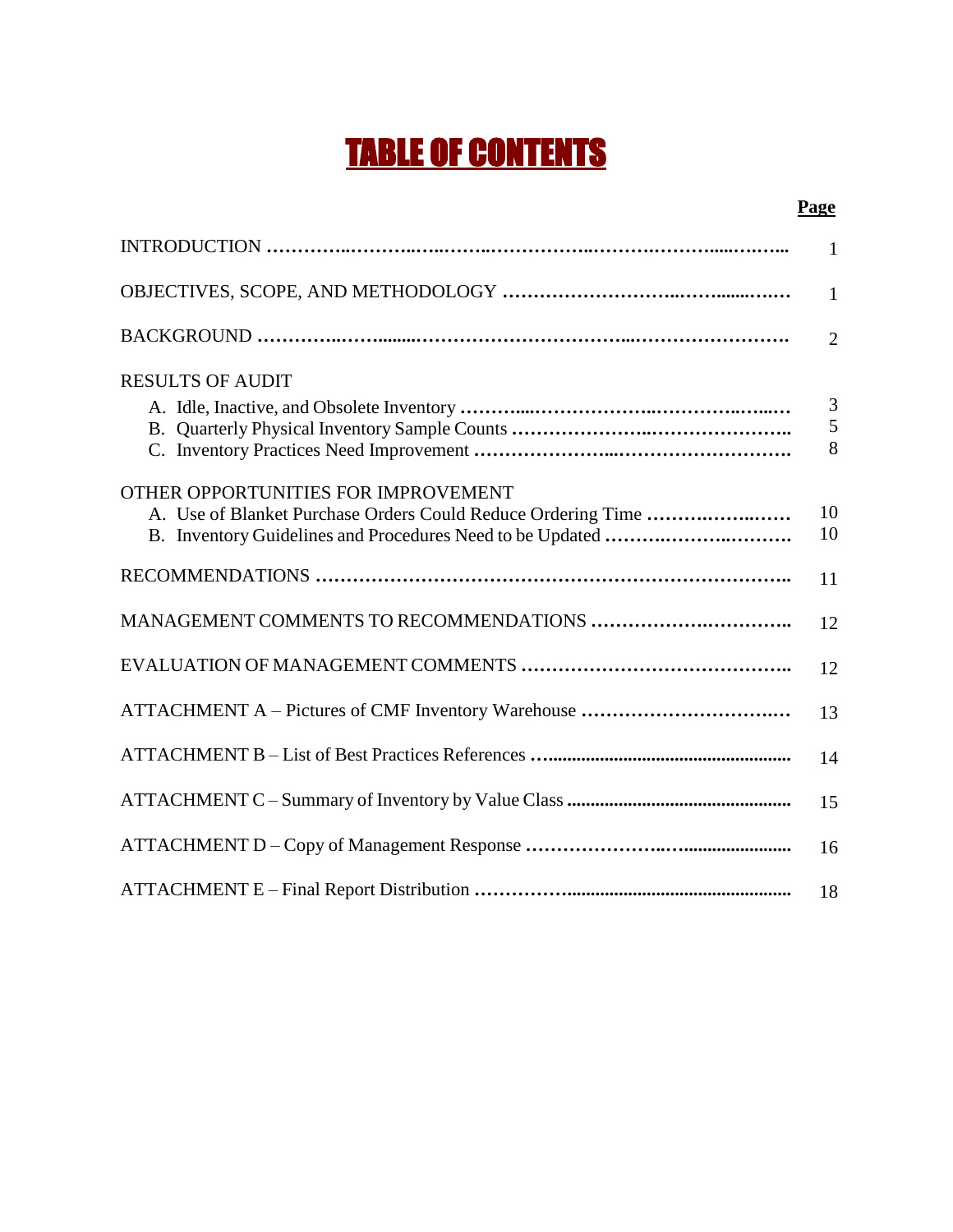# TABLE OF CONTENTS

| | Page |
|---|---|
| INTRODUCTION | 1 |
| OBJECTIVES, SCOPE, AND METHODOLOGY | 1 |
| BACKGROUND | 2 |
| RESULTS OF AUDIT | |
| A. Idle, Inactive, and Obsolete Inventory | 3 |
| B. Quarterly Physical Inventory Sample Counts | 5 |
| C. Inventory Practices Need Improvement | 8 |
| OTHER OPPORTUNITIES FOR IMPROVEMENT | |
| A. Use of Blanket Purchase Orders Could Reduce Ordering Time | 10 |
| B. Inventory Guidelines and Procedures Need to be Updated | 10 |
| RECOMMENDATIONS | 11 |
| MANAGEMENT COMMENTS TO RECOMMENDATIONS | 12 |
| EVALUATION OF MANAGEMENT COMMENTS | 12 |
| ATTACHMENT A – Pictures of CMF Inventory Warehouse | 13 |
| ATTACHMENT B – List of Best Practices References | 14 |
| ATTACHMENT C – Summary of Inventory by Value Class | 15 |
| ATTACHMENT D – Copy of Management Response | 16 |
| ATTACHMENT E – Final Report Distribution | 18 |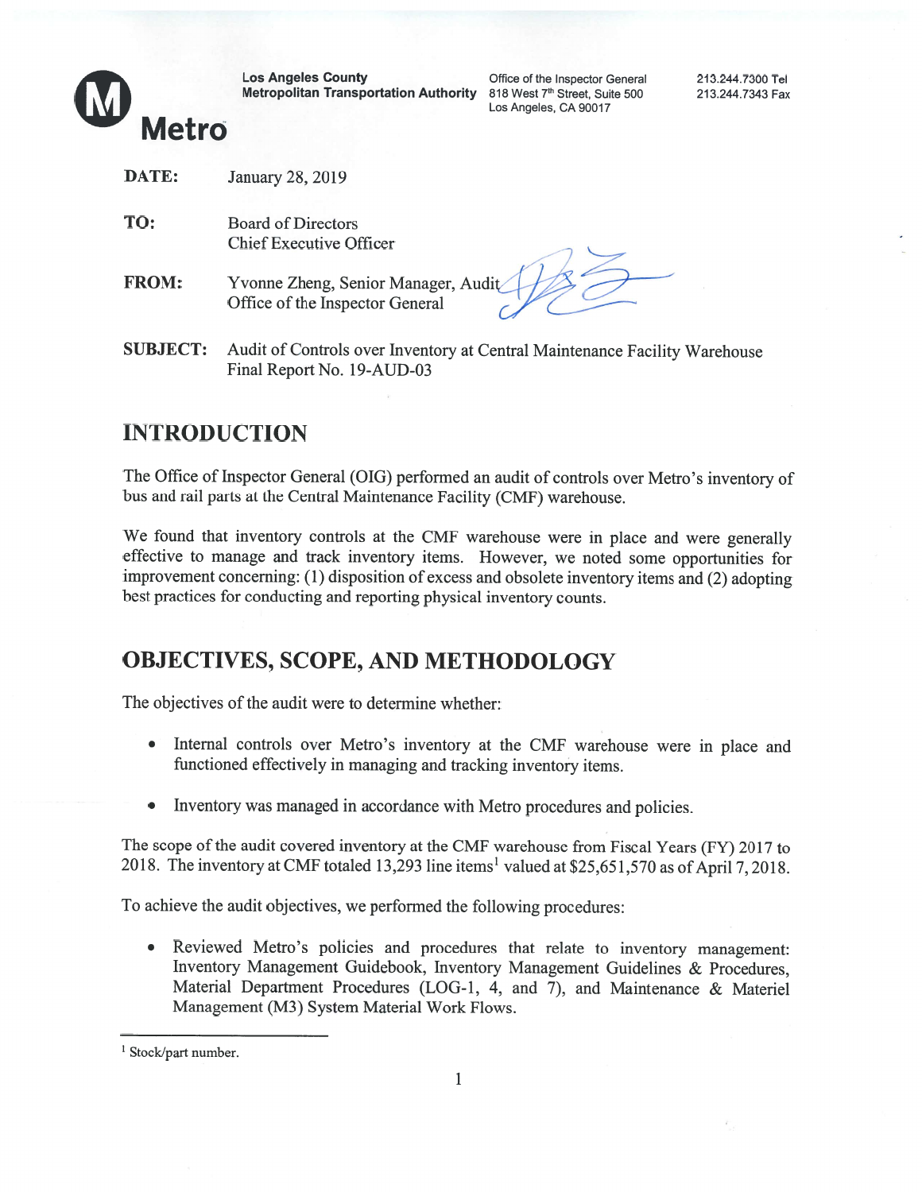**Los Angeles County Metropolitan Transportation Authority**

Office of the Inspector General
818 West 7th Street, Suite 500
Los Angeles, CA 90017

213.244.7300 Tel
213.244.7343 Fax

**DATE:** January 28, 2019

**TO:** Board of Directors
Chief Executive Officer

**FROM:** Yvonne Zheng, Senior Manager, Audit
Office of the Inspector General

**SUBJECT:** Audit of Controls over Inventory at Central Maintenance Facility Warehouse
Final Report No. 19-AUD-03

# INTRODUCTION

The Office of Inspector General (OIG) performed an audit of controls over Metro's inventory of bus and rail parts at the Central Maintenance Facility (CMF) warehouse.

We found that inventory controls at the CMF warehouse were in place and were generally effective to manage and track inventory items. However, we noted some opportunities for improvement concerning: (1) disposition of excess and obsolete inventory items and (2) adopting best practices for conducting and reporting physical inventory counts.

# OBJECTIVES, SCOPE, AND METHODOLOGY

The objectives of the audit were to determine whether:

- Internal controls over Metro's inventory at the CMF warehouse were in place and functioned effectively in managing and tracking inventory items.
- Inventory was managed in accordance with Metro procedures and policies.

The scope of the audit covered inventory at the CMF warehouse from Fiscal Years (FY) 2017 to 2018. The inventory at CMF totaled 13,293 line items[1] valued at $25,651,570 as of April 7, 2018.

To achieve the audit objectives, we performed the following procedures:

- Reviewed Metro's policies and procedures that relate to inventory management: Inventory Management Guidebook, Inventory Management Guidelines & Procedures, Material Department Procedures (LOG-1, 4, and 7), and Maintenance & Materiel Management (M3) System Material Work Flows.

[1] Stock/part number.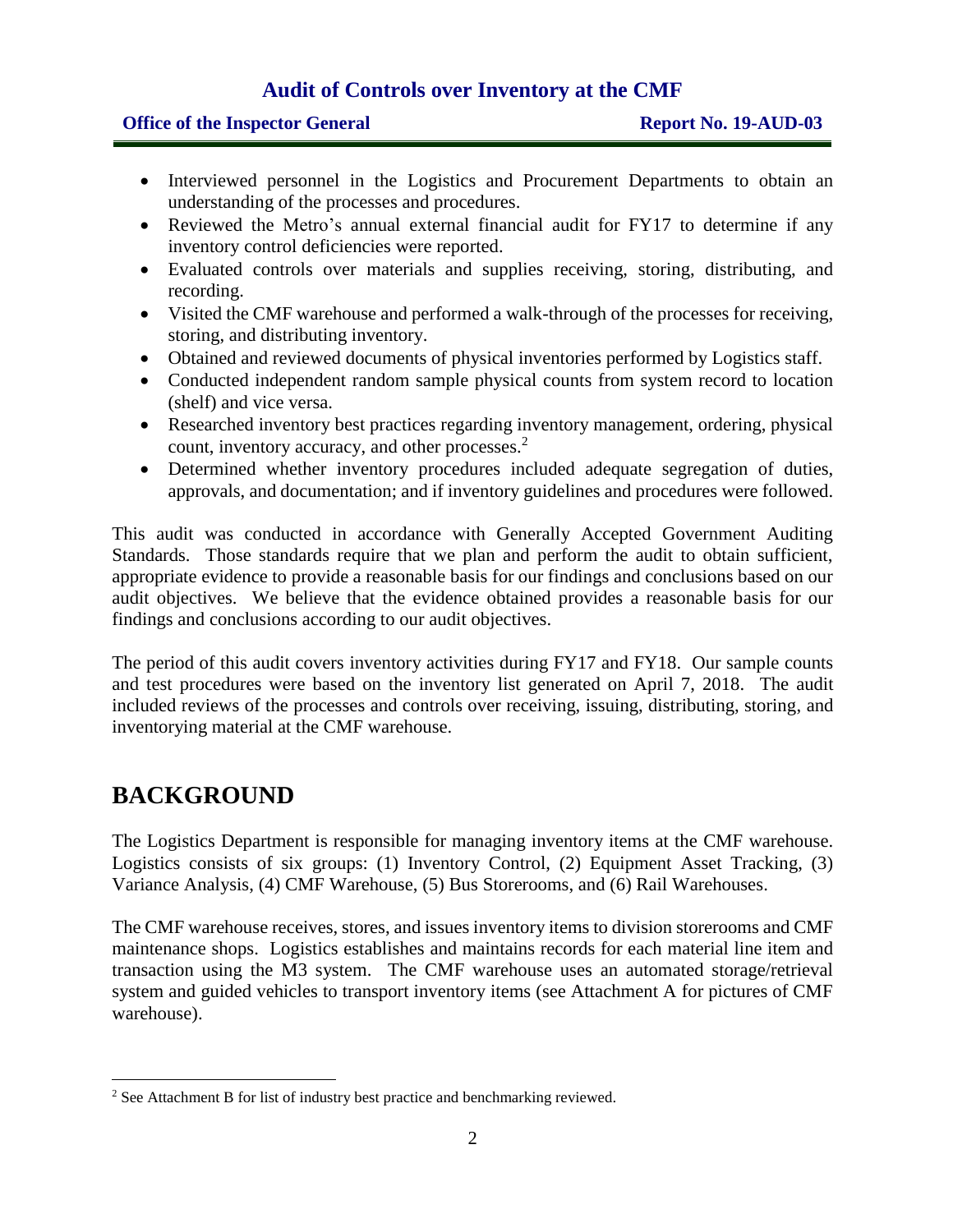- Interviewed personnel in the Logistics and Procurement Departments to obtain an understanding of the processes and procedures.
- Reviewed the Metro's annual external financial audit for FY17 to determine if any inventory control deficiencies were reported.
- Evaluated controls over materials and supplies receiving, storing, distributing, and recording.
- Visited the CMF warehouse and performed a walk-through of the processes for receiving, storing, and distributing inventory.
- Obtained and reviewed documents of physical inventories performed by Logistics staff.
- Conducted independent random sample physical counts from system record to location (shelf) and vice versa.
- Researched inventory best practices regarding inventory management, ordering, physical count, inventory accuracy, and other processes.[2]
- Determined whether inventory procedures included adequate segregation of duties, approvals, and documentation; and if inventory guidelines and procedures were followed.

This audit was conducted in accordance with Generally Accepted Government Auditing Standards. Those standards require that we plan and perform the audit to obtain sufficient, appropriate evidence to provide a reasonable basis for our findings and conclusions based on our audit objectives. We believe that the evidence obtained provides a reasonable basis for our findings and conclusions according to our audit objectives.

The period of this audit covers inventory activities during FY17 and FY18. Our sample counts and test procedures were based on the inventory list generated on April 7, 2018. The audit included reviews of the processes and controls over receiving, issuing, distributing, storing, and inventorying material at the CMF warehouse.

# BACKGROUND

The Logistics Department is responsible for managing inventory items at the CMF warehouse. Logistics consists of six groups: (1) Inventory Control, (2) Equipment Asset Tracking, (3) Variance Analysis, (4) CMF Warehouse, (5) Bus Storerooms, and (6) Rail Warehouses.

The CMF warehouse receives, stores, and issues inventory items to division storerooms and CMF maintenance shops. Logistics establishes and maintains records for each material line item and transaction using the M3 system. The CMF warehouse uses an automated storage/retrieval system and guided vehicles to transport inventory items (see Attachment A for pictures of CMF warehouse).

---

[2] See Attachment B for list of industry best practice and benchmarking reviewed.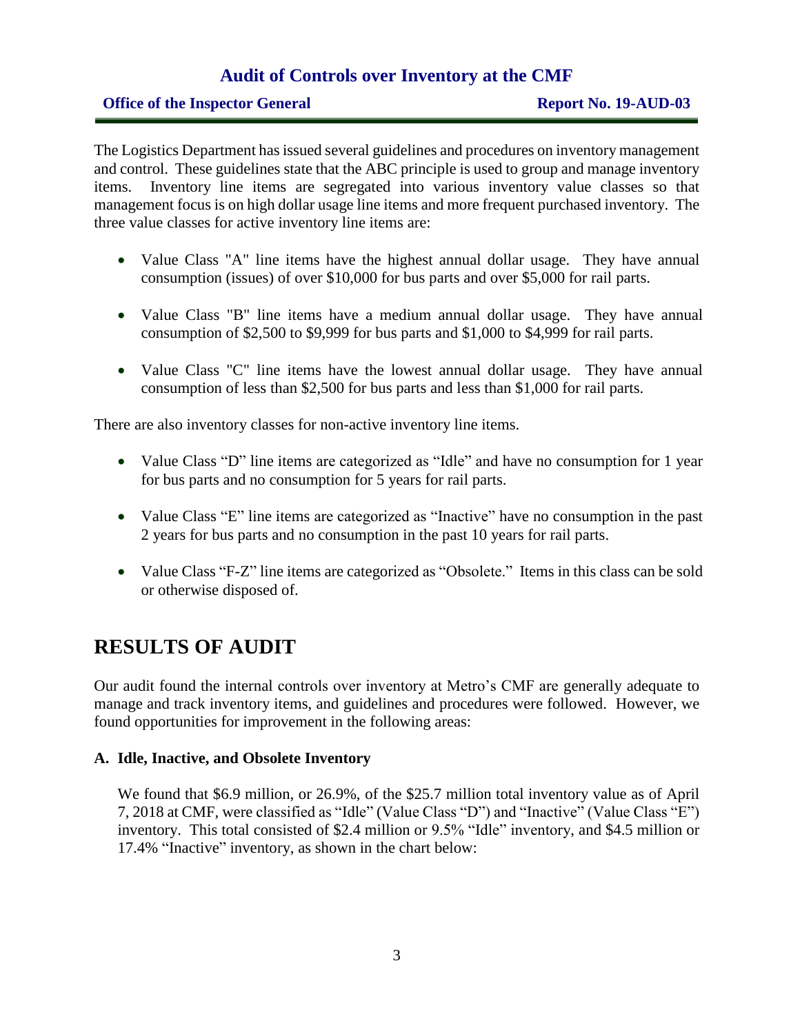The Logistics Department has issued several guidelines and procedures on inventory management and control. These guidelines state that the ABC principle is used to group and manage inventory items. Inventory line items are segregated into various inventory value classes so that management focus is on high dollar usage line items and more frequent purchased inventory. The three value classes for active inventory line items are:

- Value Class "A" line items have the highest annual dollar usage. They have annual consumption (issues) of over $10,000 for bus parts and over $5,000 for rail parts.
- Value Class "B" line items have a medium annual dollar usage. They have annual consumption of $2,500 to $9,999 for bus parts and $1,000 to $4,999 for rail parts.
- Value Class "C" line items have the lowest annual dollar usage. They have annual consumption of less than $2,500 for bus parts and less than $1,000 for rail parts.

There are also inventory classes for non-active inventory line items.

- Value Class "D" line items are categorized as "Idle" and have no consumption for 1 year for bus parts and no consumption for 5 years for rail parts.
- Value Class "E" line items are categorized as "Inactive" have no consumption in the past 2 years for bus parts and no consumption in the past 10 years for rail parts.
- Value Class "F-Z" line items are categorized as "Obsolete." Items in this class can be sold or otherwise disposed of.

## RESULTS OF AUDIT

Our audit found the internal controls over inventory at Metro's CMF are generally adequate to manage and track inventory items, and guidelines and procedures were followed. However, we found opportunities for improvement in the following areas:

### A. Idle, Inactive, and Obsolete Inventory

We found that $6.9 million, or 26.9%, of the $25.7 million total inventory value as of April 7, 2018 at CMF, were classified as "Idle" (Value Class "D") and "Inactive" (Value Class "E") inventory. This total consisted of $2.4 million or 9.5% "Idle" inventory, and $4.5 million or 17.4% "Inactive" inventory, as shown in the chart below: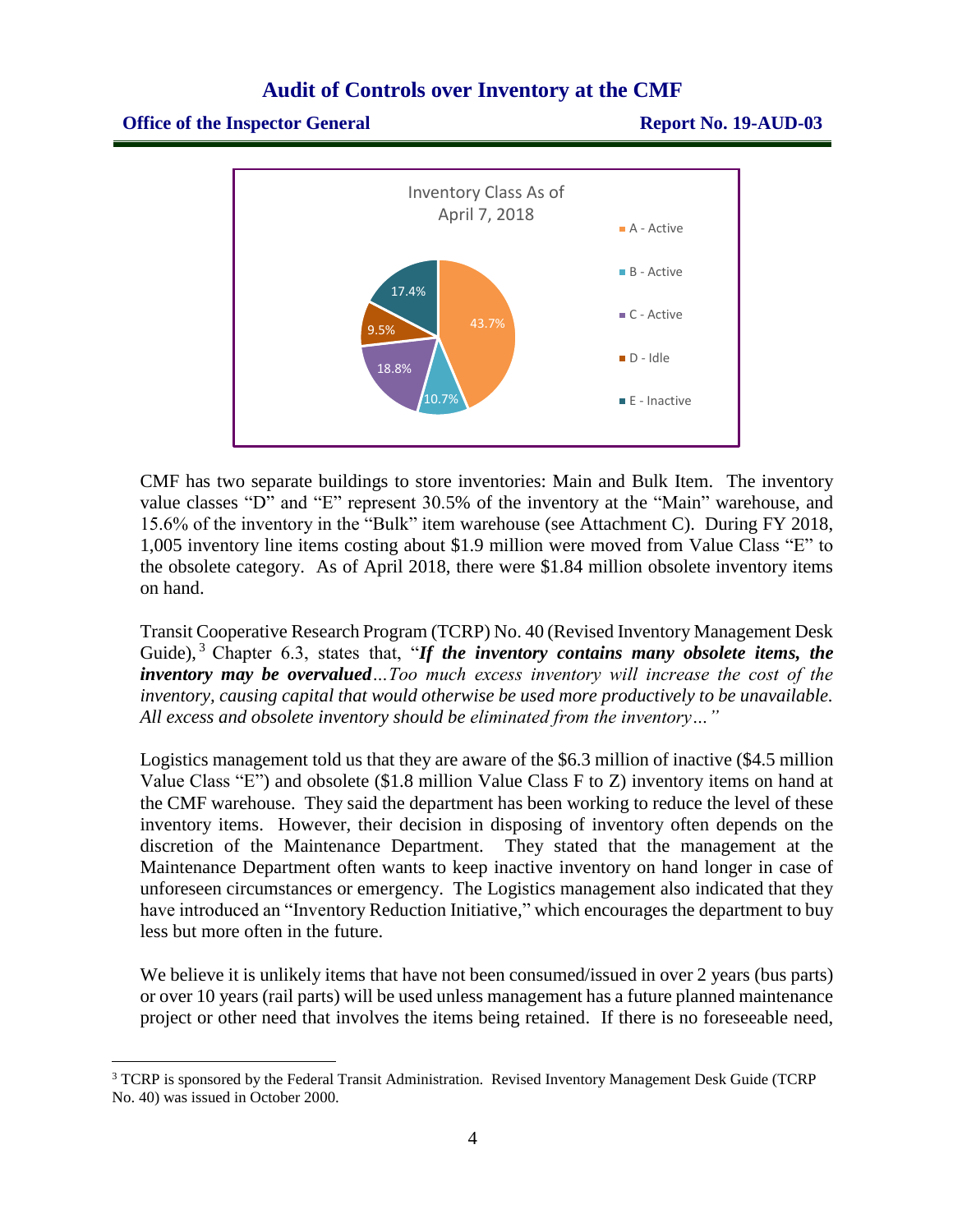Inventory Class As of April 7, 2018

| Class | Percentage |
|---|---|
| A - Active | 43.7% |
| B - Active | 10.7% |
| C - Active | 18.8% |
| D - Idle | 9.5% |
| E - Inactive | 17.4% |

CMF has two separate buildings to store inventories: Main and Bulk Item. The inventory value classes "D" and "E" represent 30.5% of the inventory at the "Main" warehouse, and 15.6% of the inventory in the "Bulk" item warehouse (see Attachment C). During FY 2018, 1,005 inventory line items costing about $1.9 million were moved from Value Class "E" to the obsolete category. As of April 2018, there were $1.84 million obsolete inventory items on hand.

Transit Cooperative Research Program (TCRP) No. 40 (Revised Inventory Management Desk Guide),[3] Chapter 6.3, states that, "***If the inventory contains many obsolete items, the inventory may be overvalued****…Too much excess inventory will increase the cost of the inventory, causing capital that would otherwise be used more productively to be unavailable. All excess and obsolete inventory should be eliminated from the inventory…"*

Logistics management told us that they are aware of the $6.3 million of inactive ($4.5 million Value Class "E") and obsolete ($1.8 million Value Class F to Z) inventory items on hand at the CMF warehouse. They said the department has been working to reduce the level of these inventory items. However, their decision in disposing of inventory often depends on the discretion of the Maintenance Department. They stated that the management at the Maintenance Department often wants to keep inactive inventory on hand longer in case of unforeseen circumstances or emergency. The Logistics management also indicated that they have introduced an "Inventory Reduction Initiative," which encourages the department to buy less but more often in the future.

We believe it is unlikely items that have not been consumed/issued in over 2 years (bus parts) or over 10 years (rail parts) will be used unless management has a future planned maintenance project or other need that involves the items being retained. If there is no foreseeable need,

---

[3] TCRP is sponsored by the Federal Transit Administration. Revised Inventory Management Desk Guide (TCRP No. 40) was issued in October 2000.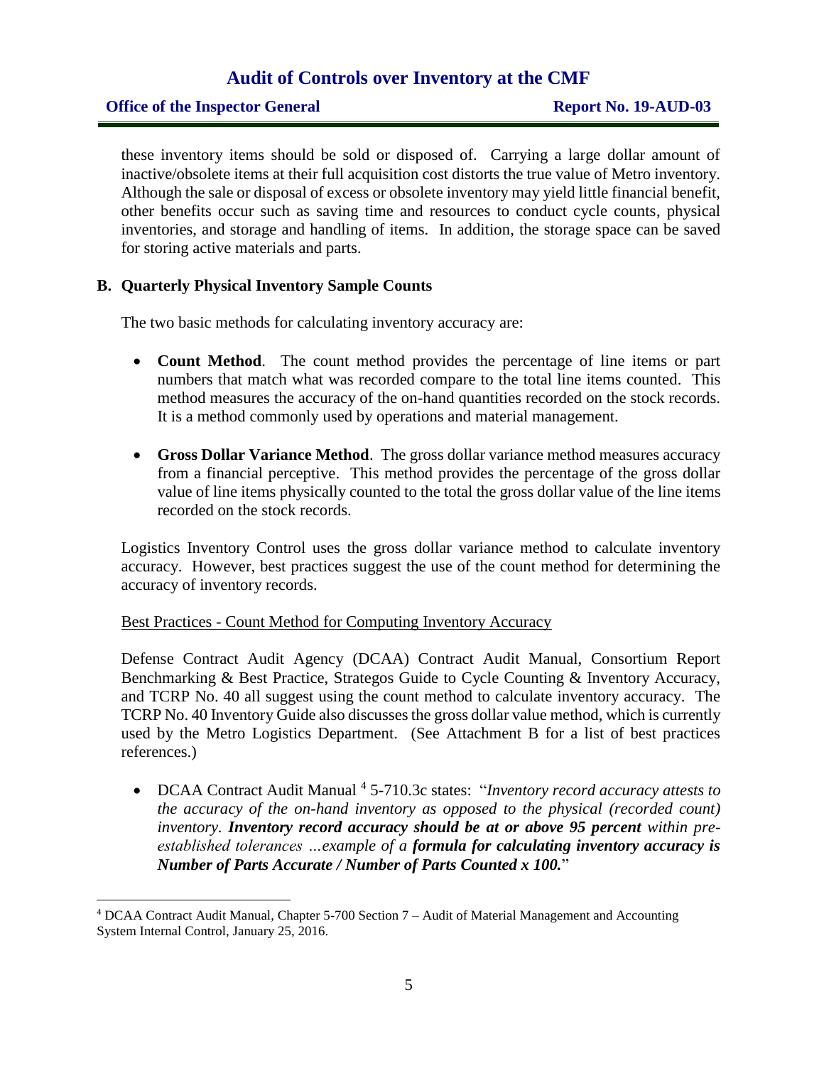these inventory items should be sold or disposed of. Carrying a large dollar amount of inactive/obsolete items at their full acquisition cost distorts the true value of Metro inventory. Although the sale or disposal of excess or obsolete inventory may yield little financial benefit, other benefits occur such as saving time and resources to conduct cycle counts, physical inventories, and storage and handling of items. In addition, the storage space can be saved for storing active materials and parts.

### B. Quarterly Physical Inventory Sample Counts

The two basic methods for calculating inventory accuracy are:

- **Count Method**. The count method provides the percentage of line items or part numbers that match what was recorded compare to the total line items counted. This method measures the accuracy of the on-hand quantities recorded on the stock records. It is a method commonly used by operations and material management.
- **Gross Dollar Variance Method**. The gross dollar variance method measures accuracy from a financial perceptive. This method provides the percentage of the gross dollar value of line items physically counted to the total the gross dollar value of the line items recorded on the stock records.

Logistics Inventory Control uses the gross dollar variance method to calculate inventory accuracy. However, best practices suggest the use of the count method for determining the accuracy of inventory records.

<u>Best Practices - Count Method for Computing Inventory Accuracy</u>

Defense Contract Audit Agency (DCAA) Contract Audit Manual, Consortium Report Benchmarking & Best Practice, Strategos Guide to Cycle Counting & Inventory Accuracy, and TCRP No. 40 all suggest using the count method to calculate inventory accuracy. The TCRP No. 40 Inventory Guide also discusses the gross dollar value method, which is currently used by the Metro Logistics Department. (See Attachment B for a list of best practices references.)

- DCAA Contract Audit Manual [4] 5-710.3c states: "*Inventory record accuracy attests to the accuracy of the on-hand inventory as opposed to the physical (recorded count) inventory. **Inventory record accuracy should be at or above 95 percent** within pre-established tolerances …example of a **formula for calculating inventory accuracy is Number of Parts Accurate / Number of Parts Counted x 100.***"

[4] DCAA Contract Audit Manual, Chapter 5-700 Section 7 – Audit of Material Management and Accounting System Internal Control, January 25, 2016.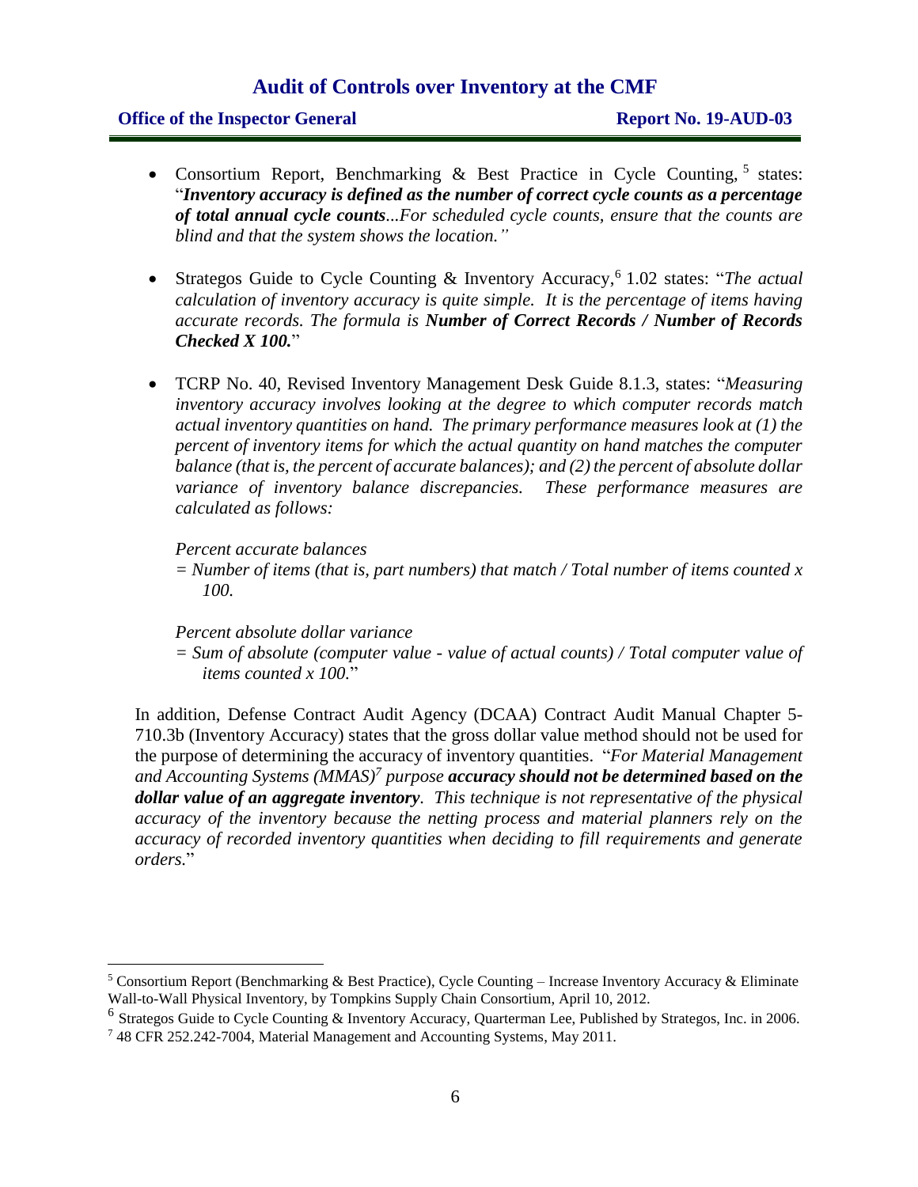- Consortium Report, Benchmarking & Best Practice in Cycle Counting,[5] states: "***Inventory accuracy is defined as the number of correct cycle counts as a percentage of total annual cycle counts****...For scheduled cycle counts, ensure that the counts are blind and that the system shows the location."*

- Strategos Guide to Cycle Counting & Inventory Accuracy,[6] 1.02 states: "*The actual calculation of inventory accuracy is quite simple. It is the percentage of items having accurate records. The formula is* ***Number of Correct Records / Number of Records Checked X 100.***"

- TCRP No. 40, Revised Inventory Management Desk Guide 8.1.3, states: "*Measuring inventory accuracy involves looking at the degree to which computer records match actual inventory quantities on hand. The primary performance measures look at (1) the percent of inventory items for which the actual quantity on hand matches the computer balance (that is, the percent of accurate balances); and (2) the percent of absolute dollar variance of inventory balance discrepancies. These performance measures are calculated as follows:*

  *Percent accurate balances*
  *= Number of items (that is, part numbers) that match / Total number of items counted x 100.*

  *Percent absolute dollar variance*
  *= Sum of absolute (computer value - value of actual counts) / Total computer value of items counted x 100.*"

In addition, Defense Contract Audit Agency (DCAA) Contract Audit Manual Chapter 5-710.3b (Inventory Accuracy) states that the gross dollar value method should not be used for the purpose of determining the accuracy of inventory quantities. "*For Material Management and Accounting Systems (MMAS)*[7] *purpose* ***accuracy should not be determined based on the dollar value of an aggregate inventory****. This technique is not representative of the physical accuracy of the inventory because the netting process and material planners rely on the accuracy of recorded inventory quantities when deciding to fill requirements and generate orders.*"

---

[5] Consortium Report (Benchmarking & Best Practice), Cycle Counting – Increase Inventory Accuracy & Eliminate Wall-to-Wall Physical Inventory, by Tompkins Supply Chain Consortium, April 10, 2012.

[6] Strategos Guide to Cycle Counting & Inventory Accuracy, Quarterman Lee, Published by Strategos, Inc. in 2006.

[7] 48 CFR 252.242-7004, Material Management and Accounting Systems, May 2011.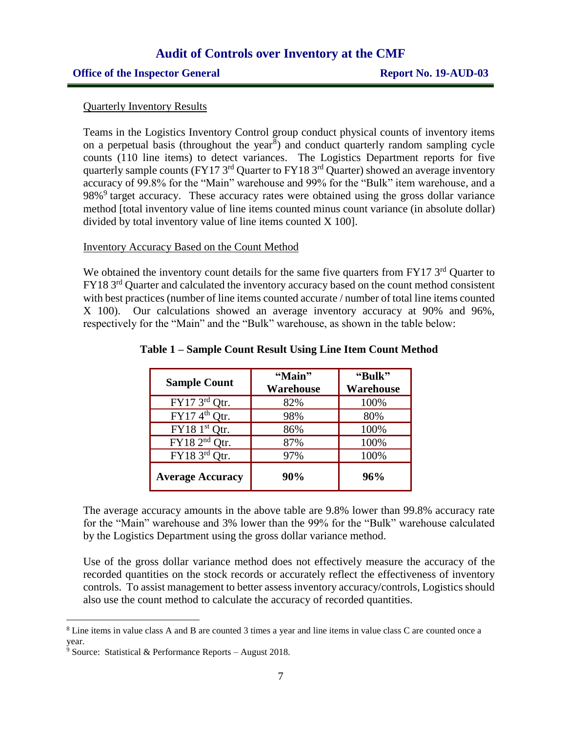Quarterly Inventory Results

Teams in the Logistics Inventory Control group conduct physical counts of inventory items on a perpetual basis (throughout the year[8]) and conduct quarterly random sampling cycle counts (110 line items) to detect variances. The Logistics Department reports for five quarterly sample counts (FY17 3rd Quarter to FY18 3rd Quarter) showed an average inventory accuracy of 99.8% for the "Main" warehouse and 99% for the "Bulk" item warehouse, and a 98%[9] target accuracy. These accuracy rates were obtained using the gross dollar variance method [total inventory value of line items counted minus count variance (in absolute dollar) divided by total inventory value of line items counted X 100].

Inventory Accuracy Based on the Count Method

We obtained the inventory count details for the same five quarters from FY17 3rd Quarter to FY18 3rd Quarter and calculated the inventory accuracy based on the count method consistent with best practices (number of line items counted accurate / number of total line items counted X 100). Our calculations showed an average inventory accuracy at 90% and 96%, respectively for the "Main" and the "Bulk" warehouse, as shown in the table below:

**Table 1 – Sample Count Result Using Line Item Count Method**

| Sample Count | "Main" Warehouse | "Bulk" Warehouse |
| --- | --- | --- |
| FY17 3rd Qtr. | 82% | 100% |
| FY17 4th Qtr. | 98% | 80% |
| FY18 1st Qtr. | 86% | 100% |
| FY18 2nd Qtr. | 87% | 100% |
| FY18 3rd Qtr. | 97% | 100% |
| **Average Accuracy** | **90%** | **96%** |

The average accuracy amounts in the above table are 9.8% lower than 99.8% accuracy rate for the "Main" warehouse and 3% lower than the 99% for the "Bulk" warehouse calculated by the Logistics Department using the gross dollar variance method.

Use of the gross dollar variance method does not effectively measure the accuracy of the recorded quantities on the stock records or accurately reflect the effectiveness of inventory controls. To assist management to better assess inventory accuracy/controls, Logistics should also use the count method to calculate the accuracy of recorded quantities.

[8] Line items in value class A and B are counted 3 times a year and line items in value class C are counted once a year.

[9] Source: Statistical & Performance Reports – August 2018.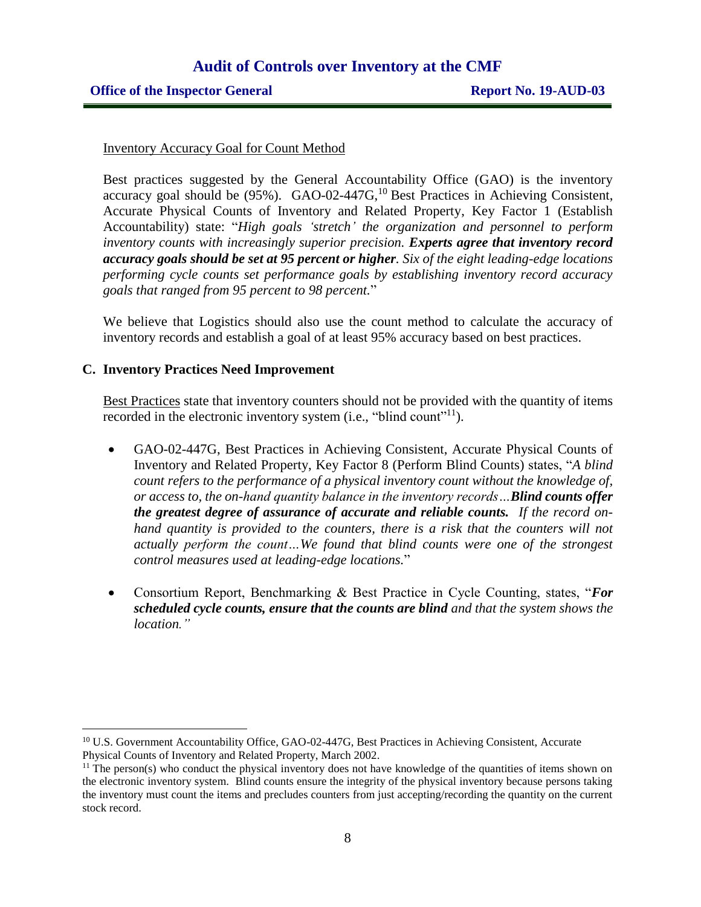Inventory Accuracy Goal for Count Method

Best practices suggested by the General Accountability Office (GAO) is the inventory accuracy goal should be (95%). GAO-02-447G,[10] Best Practices in Achieving Consistent, Accurate Physical Counts of Inventory and Related Property, Key Factor 1 (Establish Accountability) state: "*High goals 'stretch' the organization and personnel to perform inventory counts with increasingly superior precision.* ***Experts agree that inventory record accuracy goals should be set at 95 percent or higher****. Six of the eight leading-edge locations performing cycle counts set performance goals by establishing inventory record accuracy goals that ranged from 95 percent to 98 percent.*"

We believe that Logistics should also use the count method to calculate the accuracy of inventory records and establish a goal of at least 95% accuracy based on best practices.

## C. Inventory Practices Need Improvement

Best Practices state that inventory counters should not be provided with the quantity of items recorded in the electronic inventory system (i.e., "blind count"[11]).

- GAO-02-447G, Best Practices in Achieving Consistent, Accurate Physical Counts of Inventory and Related Property, Key Factor 8 (Perform Blind Counts) states, "*A blind count refers to the performance of a physical inventory count without the knowledge of, or access to, the on-hand quantity balance in the inventory records…* ***Blind counts offer the greatest degree of assurance of accurate and reliable counts.*** *If the record on-hand quantity is provided to the counters, there is a risk that the counters will not actually perform the count…We found that blind counts were one of the strongest control measures used at leading-edge locations.*"
- Consortium Report, Benchmarking & Best Practice in Cycle Counting, states, "***For scheduled cycle counts, ensure that the counts are blind*** *and that the system shows the location.*"

---

[10] U.S. Government Accountability Office, GAO-02-447G, Best Practices in Achieving Consistent, Accurate Physical Counts of Inventory and Related Property, March 2002.

[11] The person(s) who conduct the physical inventory does not have knowledge of the quantities of items shown on the electronic inventory system. Blind counts ensure the integrity of the physical inventory because persons taking the inventory must count the items and precludes counters from just accepting/recording the quantity on the current stock record.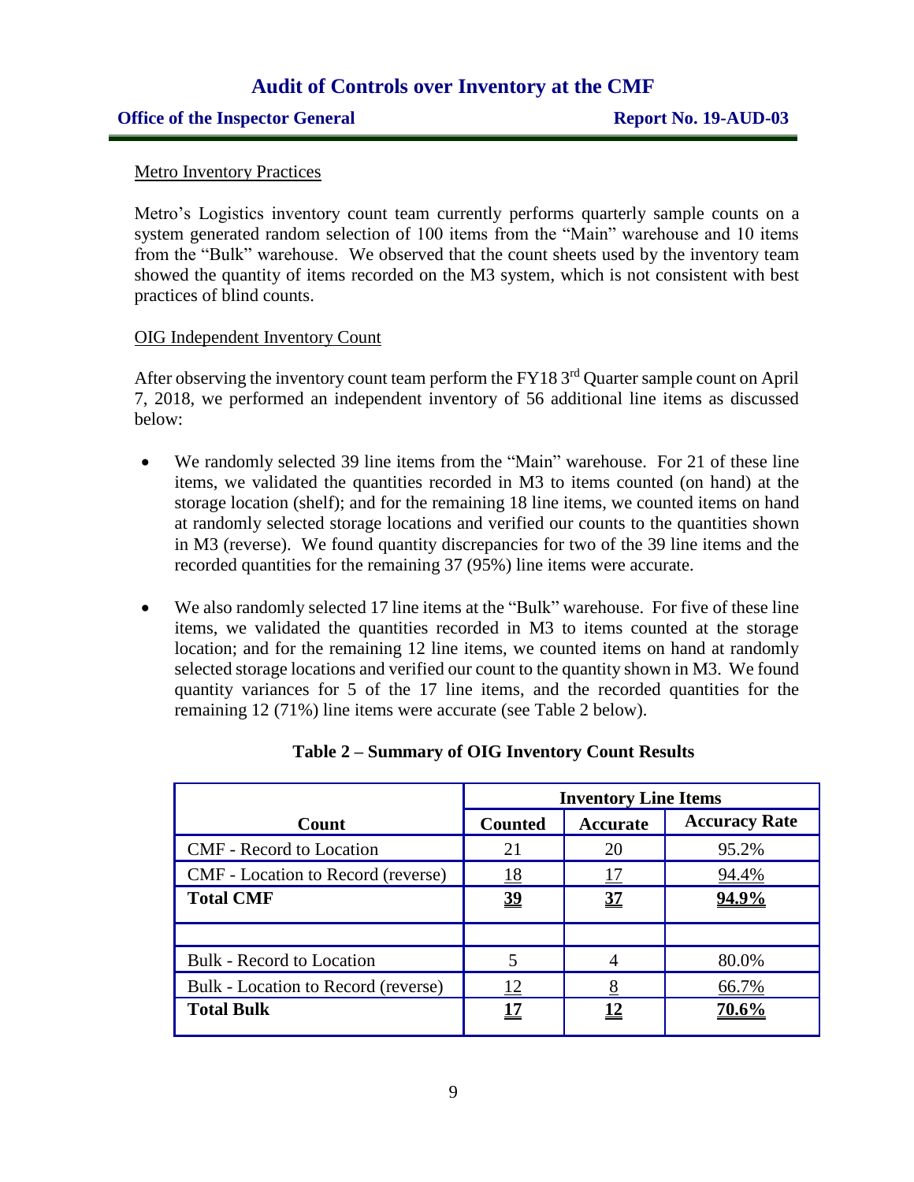Metro Inventory Practices

Metro's Logistics inventory count team currently performs quarterly sample counts on a system generated random selection of 100 items from the "Main" warehouse and 10 items from the "Bulk" warehouse. We observed that the count sheets used by the inventory team showed the quantity of items recorded on the M3 system, which is not consistent with best practices of blind counts.

OIG Independent Inventory Count

After observing the inventory count team perform the FY18 3rd Quarter sample count on April 7, 2018, we performed an independent inventory of 56 additional line items as discussed below:

- We randomly selected 39 line items from the "Main" warehouse. For 21 of these line items, we validated the quantities recorded in M3 to items counted (on hand) at the storage location (shelf); and for the remaining 18 line items, we counted items on hand at randomly selected storage locations and verified our counts to the quantities shown in M3 (reverse). We found quantity discrepancies for two of the 39 line items and the recorded quantities for the remaining 37 (95%) line items were accurate.
- We also randomly selected 17 line items at the "Bulk" warehouse. For five of these line items, we validated the quantities recorded in M3 to items counted at the storage location; and for the remaining 12 line items, we counted items on hand at randomly selected storage locations and verified our count to the quantity shown in M3. We found quantity variances for 5 of the 17 line items, and the recorded quantities for the remaining 12 (71%) line items were accurate (see Table 2 below).

**Table 2 – Summary of OIG Inventory Count Results**

| | Inventory Line Items | | |
|---|---|---|---|
| **Count** | **Counted** | **Accurate** | **Accuracy Rate** |
| CMF - Record to Location | 21 | 20 | 95.2% |
| CMF - Location to Record (reverse) | 18 | 17 | 94.4% |
| **Total CMF** | **39** | **37** | **94.9%** |
| | | | |
| Bulk - Record to Location | 5 | 4 | 80.0% |
| Bulk - Location to Record (reverse) | 12 | 8 | 66.7% |
| **Total Bulk** | **17** | **12** | **70.6%** |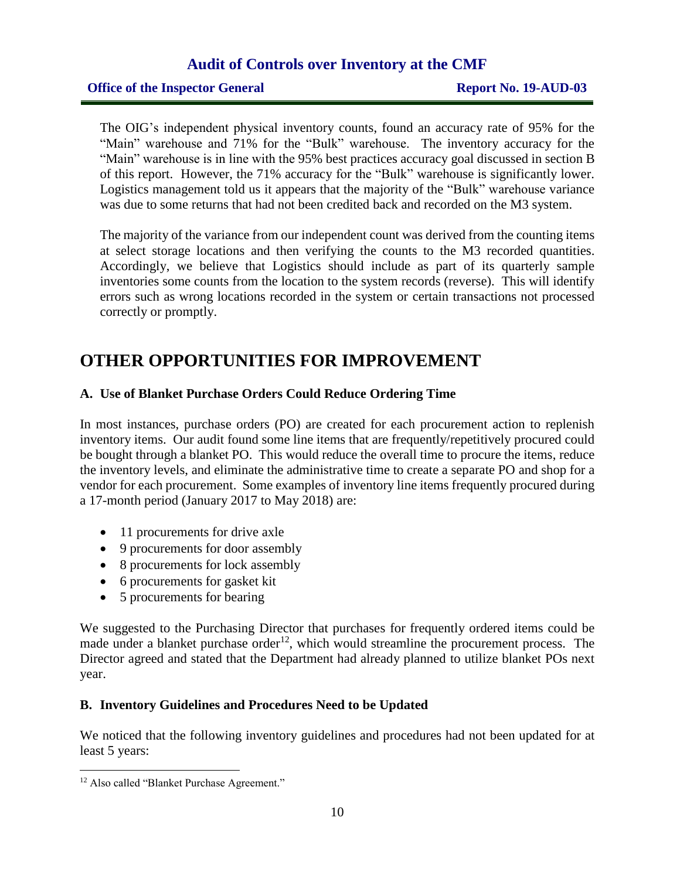The OIG's independent physical inventory counts, found an accuracy rate of 95% for the "Main" warehouse and 71% for the "Bulk" warehouse. The inventory accuracy for the "Main" warehouse is in line with the 95% best practices accuracy goal discussed in section B of this report. However, the 71% accuracy for the "Bulk" warehouse is significantly lower. Logistics management told us it appears that the majority of the "Bulk" warehouse variance was due to some returns that had not been credited back and recorded on the M3 system.

The majority of the variance from our independent count was derived from the counting items at select storage locations and then verifying the counts to the M3 recorded quantities. Accordingly, we believe that Logistics should include as part of its quarterly sample inventories some counts from the location to the system records (reverse). This will identify errors such as wrong locations recorded in the system or certain transactions not processed correctly or promptly.

# OTHER OPPORTUNITIES FOR IMPROVEMENT

### A. Use of Blanket Purchase Orders Could Reduce Ordering Time

In most instances, purchase orders (PO) are created for each procurement action to replenish inventory items. Our audit found some line items that are frequently/repetitively procured could be bought through a blanket PO. This would reduce the overall time to procure the items, reduce the inventory levels, and eliminate the administrative time to create a separate PO and shop for a vendor for each procurement. Some examples of inventory line items frequently procured during a 17-month period (January 2017 to May 2018) are:

- 11 procurements for drive axle
- 9 procurements for door assembly
- 8 procurements for lock assembly
- 6 procurements for gasket kit
- 5 procurements for bearing

We suggested to the Purchasing Director that purchases for frequently ordered items could be made under a blanket purchase order[12], which would streamline the procurement process. The Director agreed and stated that the Department had already planned to utilize blanket POs next year.

### B. Inventory Guidelines and Procedures Need to be Updated

We noticed that the following inventory guidelines and procedures had not been updated for at least 5 years:

[12] Also called "Blanket Purchase Agreement."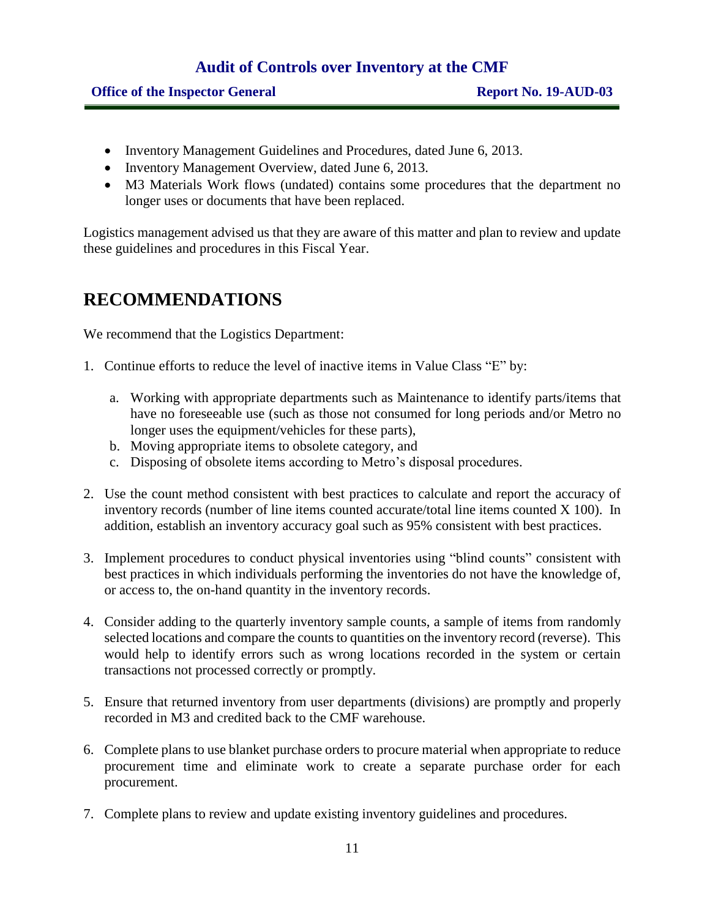- Inventory Management Guidelines and Procedures, dated June 6, 2013.
- Inventory Management Overview, dated June 6, 2013.
- M3 Materials Work flows (undated) contains some procedures that the department no longer uses or documents that have been replaced.

Logistics management advised us that they are aware of this matter and plan to review and update these guidelines and procedures in this Fiscal Year.

# RECOMMENDATIONS

We recommend that the Logistics Department:

1. Continue efforts to reduce the level of inactive items in Value Class "E" by:

   a. Working with appropriate departments such as Maintenance to identify parts/items that have no foreseeable use (such as those not consumed for long periods and/or Metro no longer uses the equipment/vehicles for these parts),
   b. Moving appropriate items to obsolete category, and
   c. Disposing of obsolete items according to Metro's disposal procedures.

2. Use the count method consistent with best practices to calculate and report the accuracy of inventory records (number of line items counted accurate/total line items counted X 100). In addition, establish an inventory accuracy goal such as 95% consistent with best practices.

3. Implement procedures to conduct physical inventories using "blind counts" consistent with best practices in which individuals performing the inventories do not have the knowledge of, or access to, the on-hand quantity in the inventory records.

4. Consider adding to the quarterly inventory sample counts, a sample of items from randomly selected locations and compare the counts to quantities on the inventory record (reverse). This would help to identify errors such as wrong locations recorded in the system or certain transactions not processed correctly or promptly.

5. Ensure that returned inventory from user departments (divisions) are promptly and properly recorded in M3 and credited back to the CMF warehouse.

6. Complete plans to use blanket purchase orders to procure material when appropriate to reduce procurement time and eliminate work to create a separate purchase order for each procurement.

7. Complete plans to review and update existing inventory guidelines and procedures.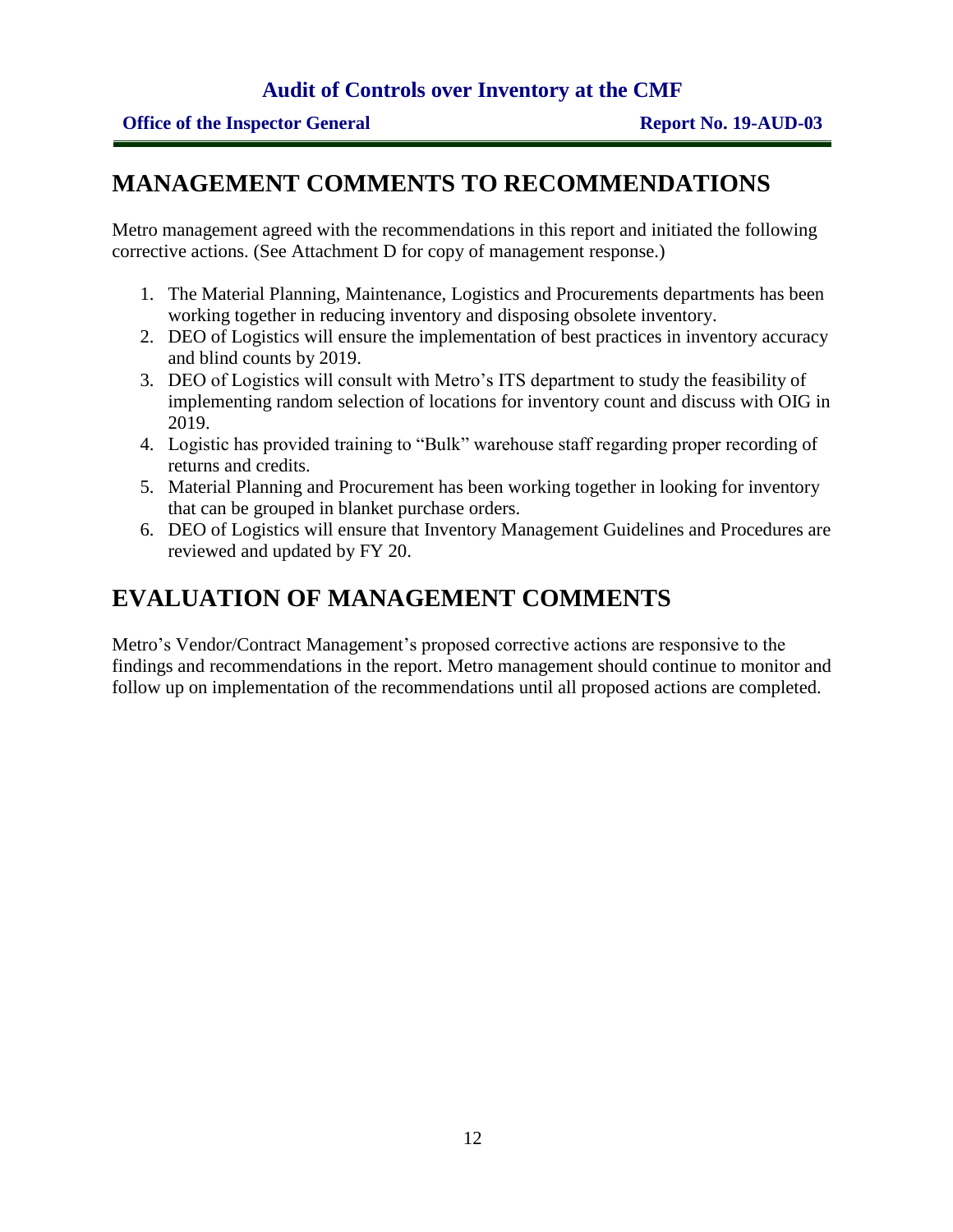# MANAGEMENT COMMENTS TO RECOMMENDATIONS

Metro management agreed with the recommendations in this report and initiated the following corrective actions. (See Attachment D for copy of management response.)

1. The Material Planning, Maintenance, Logistics and Procurements departments has been working together in reducing inventory and disposing obsolete inventory.
2. DEO of Logistics will ensure the implementation of best practices in inventory accuracy and blind counts by 2019.
3. DEO of Logistics will consult with Metro's ITS department to study the feasibility of implementing random selection of locations for inventory count and discuss with OIG in 2019.
4. Logistic has provided training to "Bulk" warehouse staff regarding proper recording of returns and credits.
5. Material Planning and Procurement has been working together in looking for inventory that can be grouped in blanket purchase orders.
6. DEO of Logistics will ensure that Inventory Management Guidelines and Procedures are reviewed and updated by FY 20.

# EVALUATION OF MANAGEMENT COMMENTS

Metro's Vendor/Contract Management's proposed corrective actions are responsive to the findings and recommendations in the report. Metro management should continue to monitor and follow up on implementation of the recommendations until all proposed actions are completed.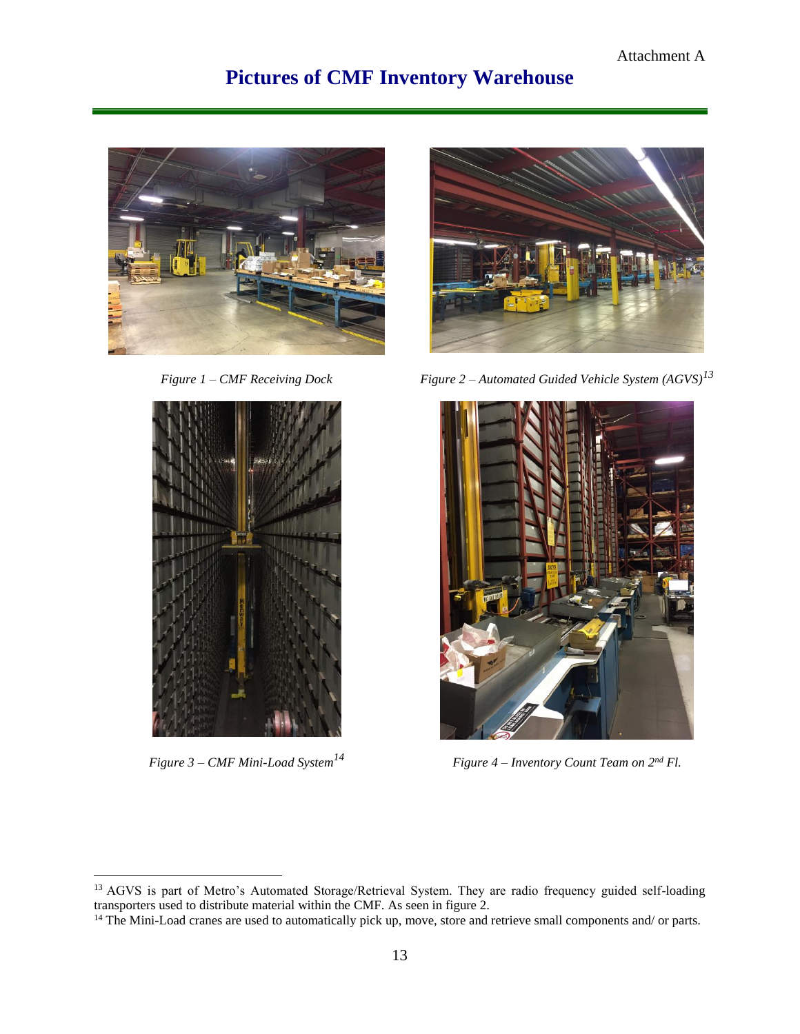Attachment A

# Pictures of CMF Inventory Warehouse

*Figure 1 – CMF Receiving Dock*

*Figure 2 – Automated Guided Vehicle System (AGVS)*[13]

*Figure 3 – CMF Mini-Load System*[14]

*Figure 4 – Inventory Count Team on 2nd Fl.*

---

[13] AGVS is part of Metro's Automated Storage/Retrieval System. They are radio frequency guided self-loading transporters used to distribute material within the CMF. As seen in figure 2.

[14] The Mini-Load cranes are used to automatically pick up, move, store and retrieve small components and/ or parts.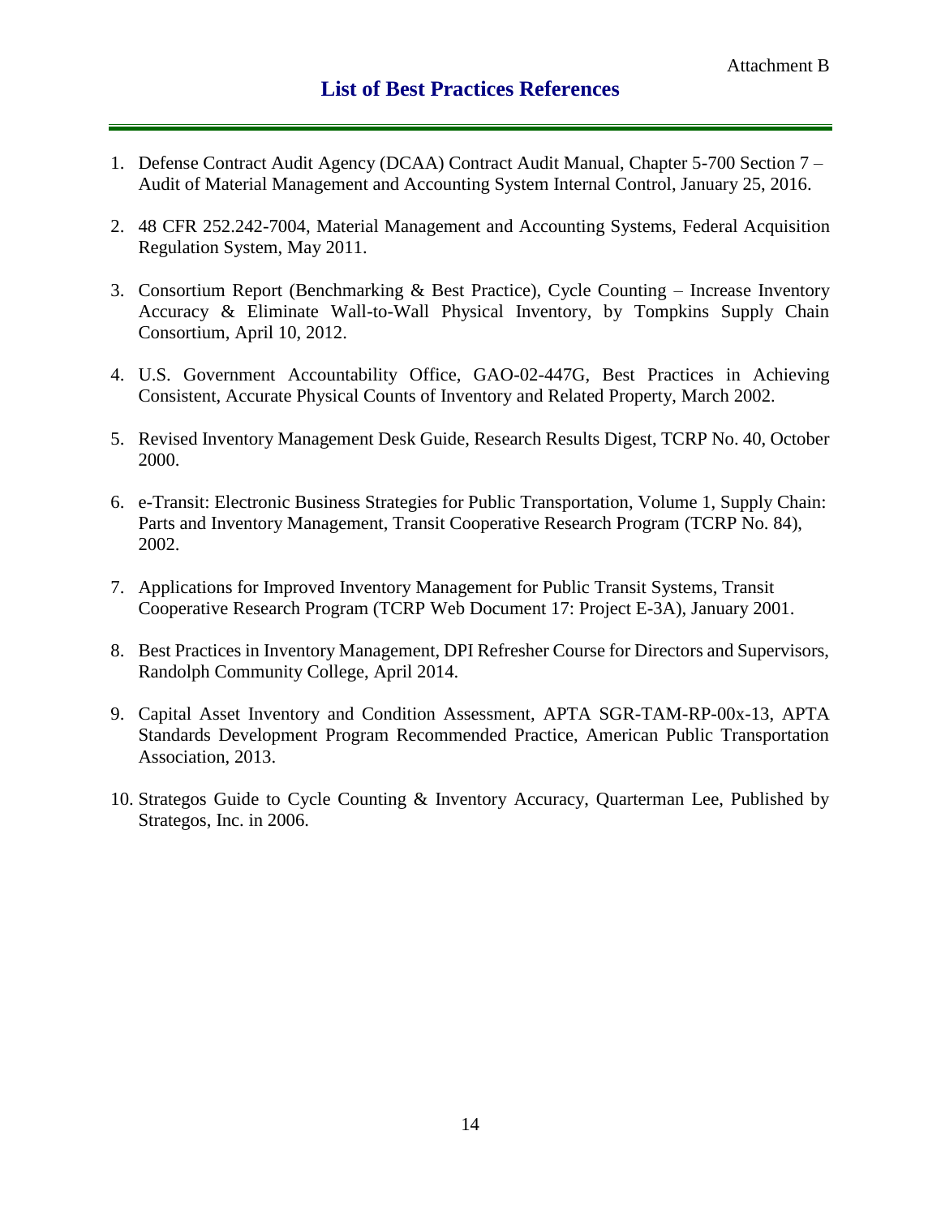Attachment B

## List of Best Practices References

1. Defense Contract Audit Agency (DCAA) Contract Audit Manual, Chapter 5-700 Section 7 – Audit of Material Management and Accounting System Internal Control, January 25, 2016.

2. 48 CFR 252.242-7004, Material Management and Accounting Systems, Federal Acquisition Regulation System, May 2011.

3. Consortium Report (Benchmarking & Best Practice), Cycle Counting – Increase Inventory Accuracy & Eliminate Wall-to-Wall Physical Inventory, by Tompkins Supply Chain Consortium, April 10, 2012.

4. U.S. Government Accountability Office, GAO-02-447G, Best Practices in Achieving Consistent, Accurate Physical Counts of Inventory and Related Property, March 2002.

5. Revised Inventory Management Desk Guide, Research Results Digest, TCRP No. 40, October 2000.

6. e-Transit: Electronic Business Strategies for Public Transportation, Volume 1, Supply Chain: Parts and Inventory Management, Transit Cooperative Research Program (TCRP No. 84), 2002.

7. Applications for Improved Inventory Management for Public Transit Systems, Transit Cooperative Research Program (TCRP Web Document 17: Project E-3A), January 2001.

8. Best Practices in Inventory Management, DPI Refresher Course for Directors and Supervisors, Randolph Community College, April 2014.

9. Capital Asset Inventory and Condition Assessment, APTA SGR-TAM-RP-00x-13, APTA Standards Development Program Recommended Practice, American Public Transportation Association, 2013.

10. Strategos Guide to Cycle Counting & Inventory Accuracy, Quarterman Lee, Published by Strategos, Inc. in 2006.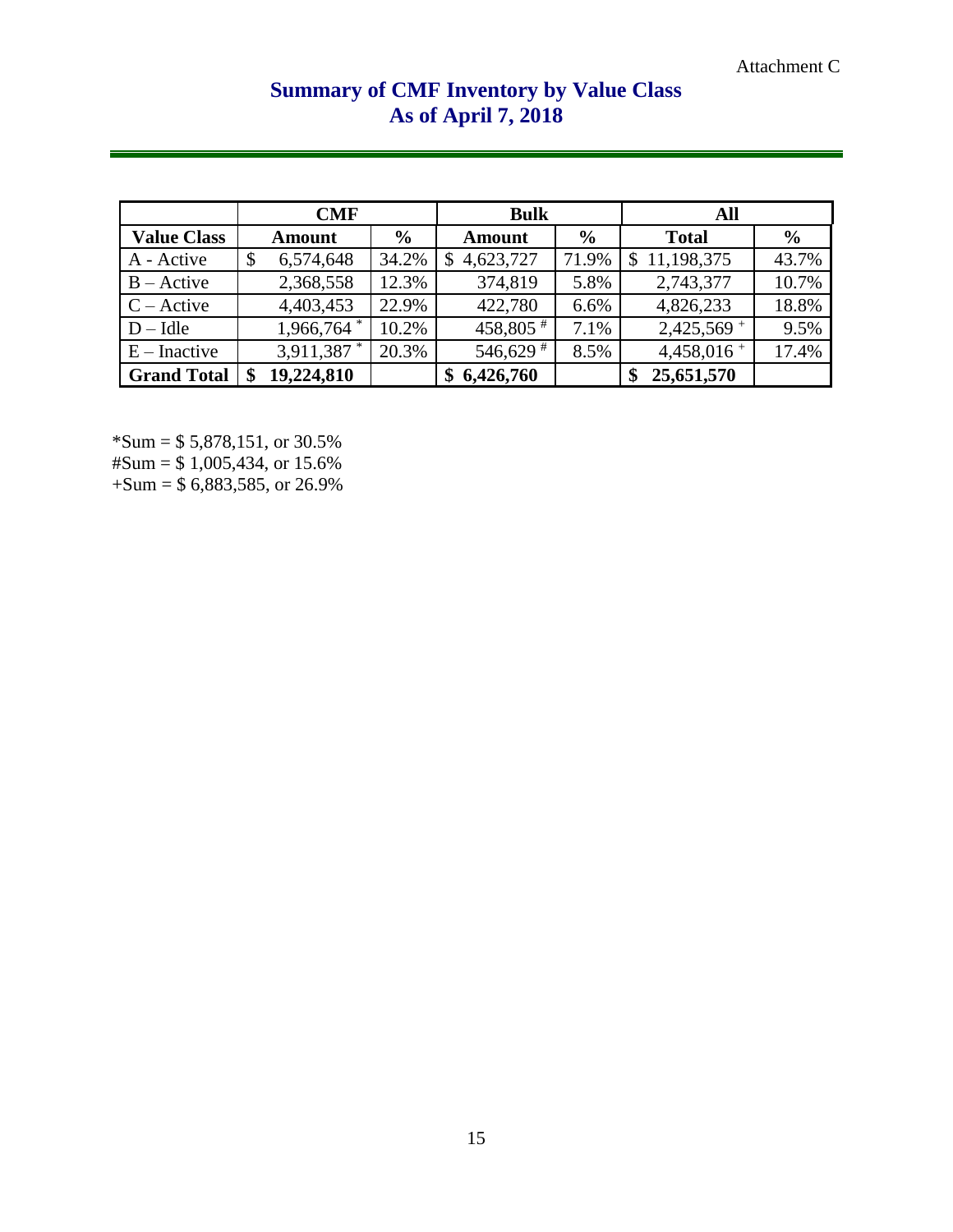Attachment C

# Summary of CMF Inventory by Value Class
# As of April 7, 2018

| | CMF | | Bulk | | All | |
|---|---|---|---|---|---|---|
| **Value Class** | **Amount** | **%** | **Amount** | **%** | **Total** | **%** |
| A - Active | $ 6,574,648 | 34.2% | $ 4,623,727 | 71.9% | $ 11,198,375 | 43.7% |
| B – Active | 2,368,558 | 12.3% | 374,819 | 5.8% | 2,743,377 | 10.7% |
| C – Active | 4,403,453 | 22.9% | 422,780 | 6.6% | 4,826,233 | 18.8% |
| D – Idle | 1,966,764 * | 10.2% | 458,805 # | 7.1% | 2,425,569 + | 9.5% |
| E – Inactive | 3,911,387 * | 20.3% | 546,629 # | 8.5% | 4,458,016 + | 17.4% |
| **Grand Total** | **$ 19,224,810** | | **$ 6,426,760** | | **$ 25,651,570** | |

*Sum = $ 5,878,151, or 30.5%
#Sum = $ 1,005,434, or 15.6%
+Sum = $ 6,883,585, or 26.9%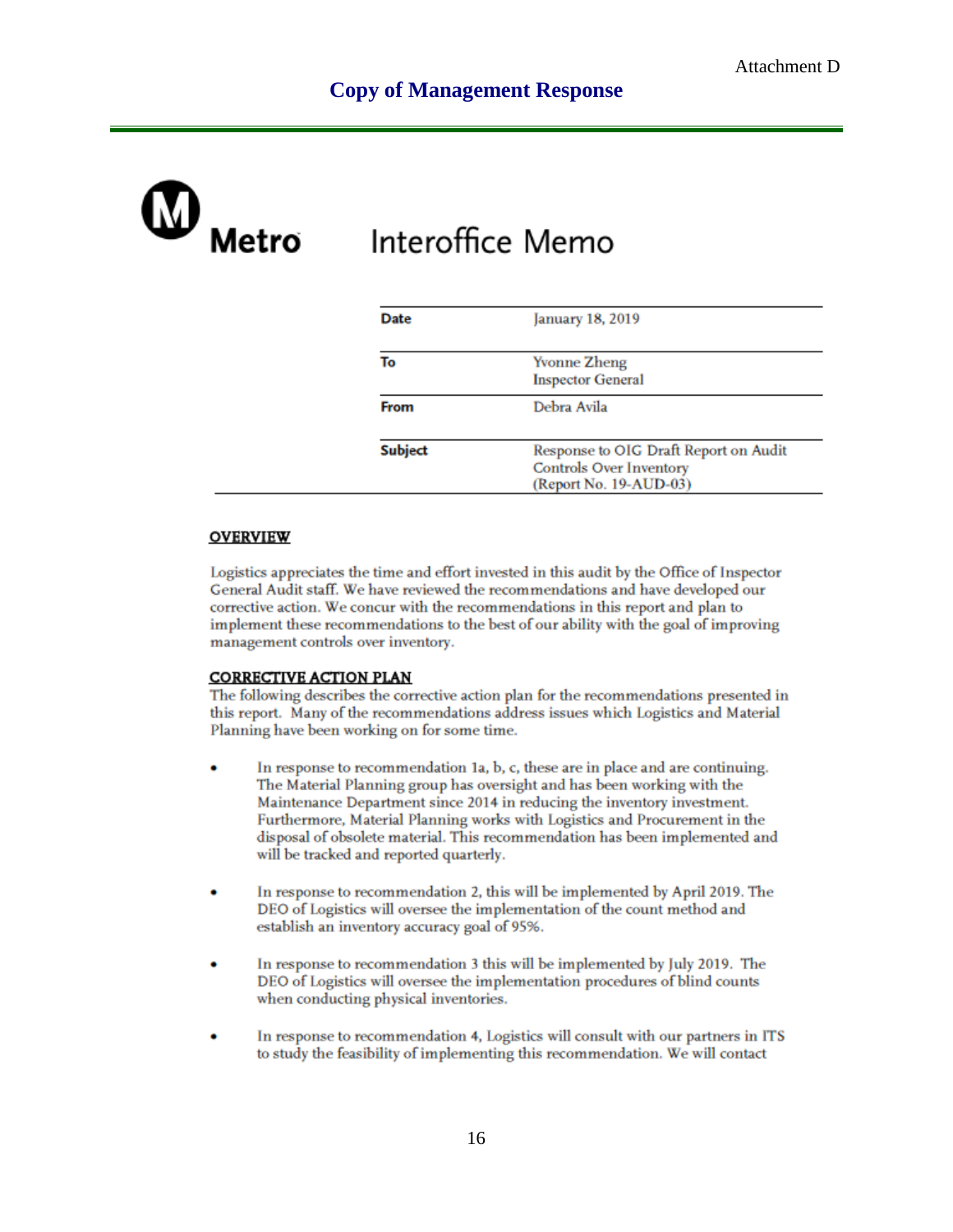Attachment D

## Copy of Management Response

Metro

# Interoffice Memo

| | |
|---|---|
| **Date** | January 18, 2019 |
| **To** | Yvonne Zheng<br>Inspector General |
| **From** | Debra Avila |
| **Subject** | Response to OIG Draft Report on Audit Controls Over Inventory<br>(Report No. 19-AUD-03) |

**OVERVIEW**

Logistics appreciates the time and effort invested in this audit by the Office of Inspector General Audit staff. We have reviewed the recommendations and have developed our corrective action. We concur with the recommendations in this report and plan to implement these recommendations to the best of our ability with the goal of improving management controls over inventory.

**CORRECTIVE ACTION PLAN**

The following describes the corrective action plan for the recommendations presented in this report. Many of the recommendations address issues which Logistics and Material Planning have been working on for some time.

- In response to recommendation 1a, b, c, these are in place and are continuing. The Material Planning group has oversight and has been working with the Maintenance Department since 2014 in reducing the inventory investment. Furthermore, Material Planning works with Logistics and Procurement in the disposal of obsolete material. This recommendation has been implemented and will be tracked and reported quarterly.

- In response to recommendation 2, this will be implemented by April 2019. The DEO of Logistics will oversee the implementation of the count method and establish an inventory accuracy goal of 95%.

- In response to recommendation 3 this will be implemented by July 2019. The DEO of Logistics will oversee the implementation procedures of blind counts when conducting physical inventories.

- In response to recommendation 4, Logistics will consult with our partners in ITS to study the feasibility of implementing this recommendation. We will contact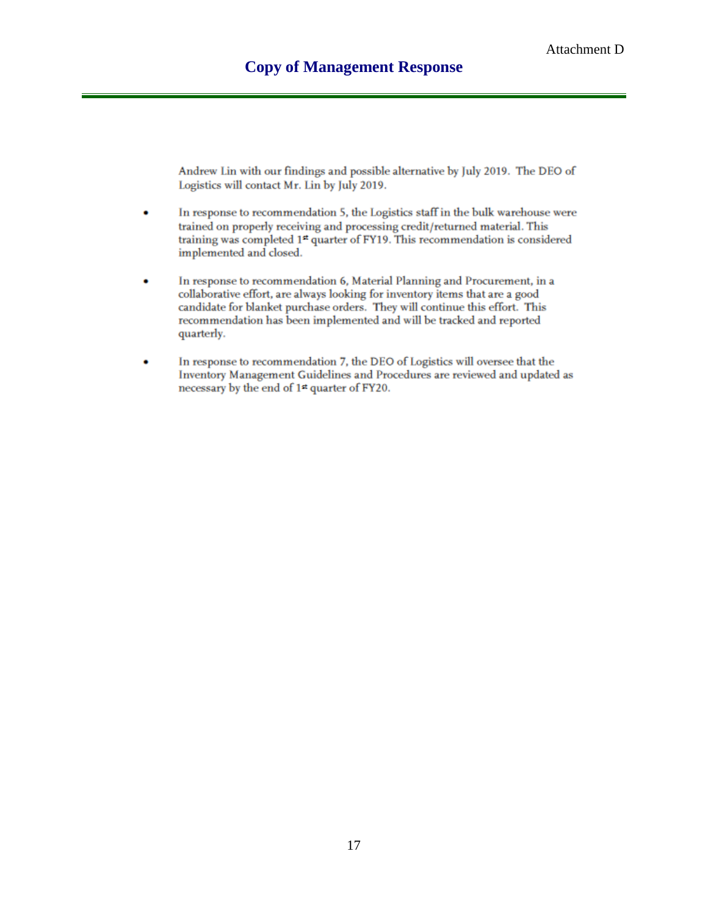Attachment D

## Copy of Management Response

Andrew Lin with our findings and possible alternative by July 2019. The DEO of Logistics will contact Mr. Lin by July 2019.

- In response to recommendation 5, the Logistics staff in the bulk warehouse were trained on properly receiving and processing credit/returned material. This training was completed 1st quarter of FY19. This recommendation is considered implemented and closed.

- In response to recommendation 6, Material Planning and Procurement, in a collaborative effort, are always looking for inventory items that are a good candidate for blanket purchase orders. They will continue this effort. This recommendation has been implemented and will be tracked and reported quarterly.

- In response to recommendation 7, the DEO of Logistics will oversee that the Inventory Management Guidelines and Procedures are reviewed and updated as necessary by the end of 1st quarter of FY20.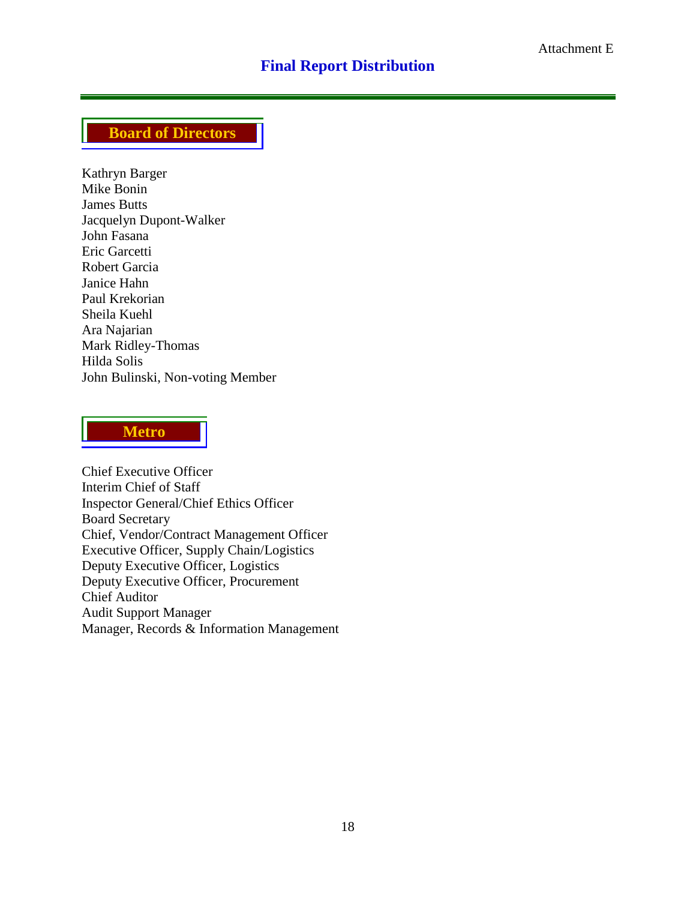Attachment E

# Final Report Distribution

## Board of Directors

Kathryn Barger
Mike Bonin
James Butts
Jacquelyn Dupont-Walker
John Fasana
Eric Garcetti
Robert Garcia
Janice Hahn
Paul Krekorian
Sheila Kuehl
Ara Najarian
Mark Ridley-Thomas
Hilda Solis
John Bulinski, Non-voting Member

## Metro

Chief Executive Officer
Interim Chief of Staff
Inspector General/Chief Ethics Officer
Board Secretary
Chief, Vendor/Contract Management Officer
Executive Officer, Supply Chain/Logistics
Deputy Executive Officer, Logistics
Deputy Executive Officer, Procurement
Chief Auditor
Audit Support Manager
Manager, Records & Information Management